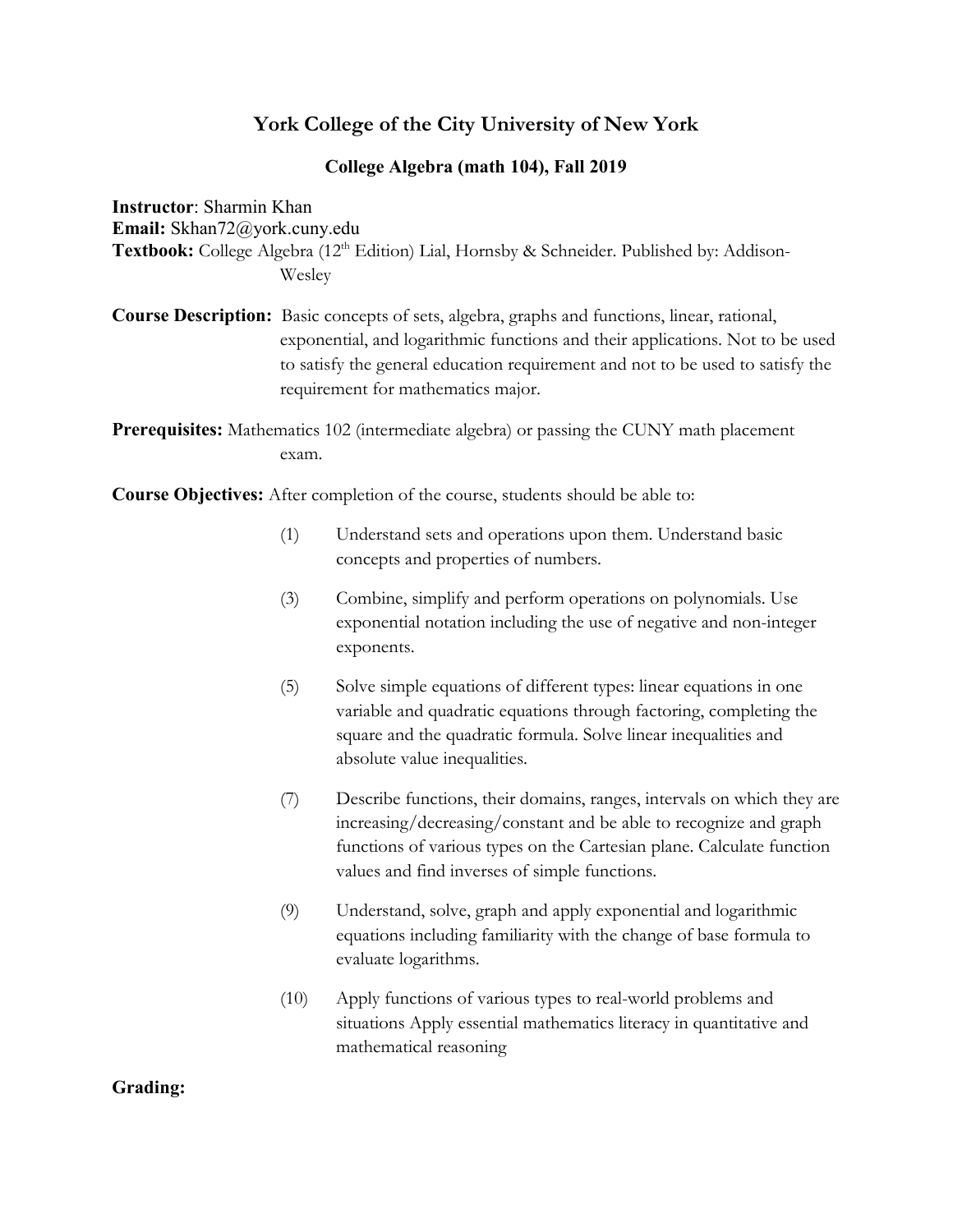# York College of the City University of New York

## College Algebra (math 104), Fall 2019

**Instructor**: Sharmin Khan
**Email:** Skhan72@york.cuny.edu
**Textbook:** College Algebra (12th Edition) Lial, Hornsby & Schneider. Published by: Addison-Wesley

**Course Description:** Basic concepts of sets, algebra, graphs and functions, linear, rational, exponential, and logarithmic functions and their applications. Not to be used to satisfy the general education requirement and not to be used to satisfy the requirement for mathematics major.

**Prerequisites:** Mathematics 102 (intermediate algebra) or passing the CUNY math placement exam.

**Course Objectives:** After completion of the course, students should be able to:

(1) Understand sets and operations upon them. Understand basic concepts and properties of numbers.

(3) Combine, simplify and perform operations on polynomials. Use exponential notation including the use of negative and non-integer exponents.

(5) Solve simple equations of different types: linear equations in one variable and quadratic equations through factoring, completing the square and the quadratic formula. Solve linear inequalities and absolute value inequalities.

(7) Describe functions, their domains, ranges, intervals on which they are increasing/decreasing/constant and be able to recognize and graph functions of various types on the Cartesian plane. Calculate function values and find inverses of simple functions.

(9) Understand, solve, graph and apply exponential and logarithmic equations including familiarity with the change of base formula to evaluate logarithms.

(10) Apply functions of various types to real-world problems and situations Apply essential mathematics literacy in quantitative and mathematical reasoning

**Grading:**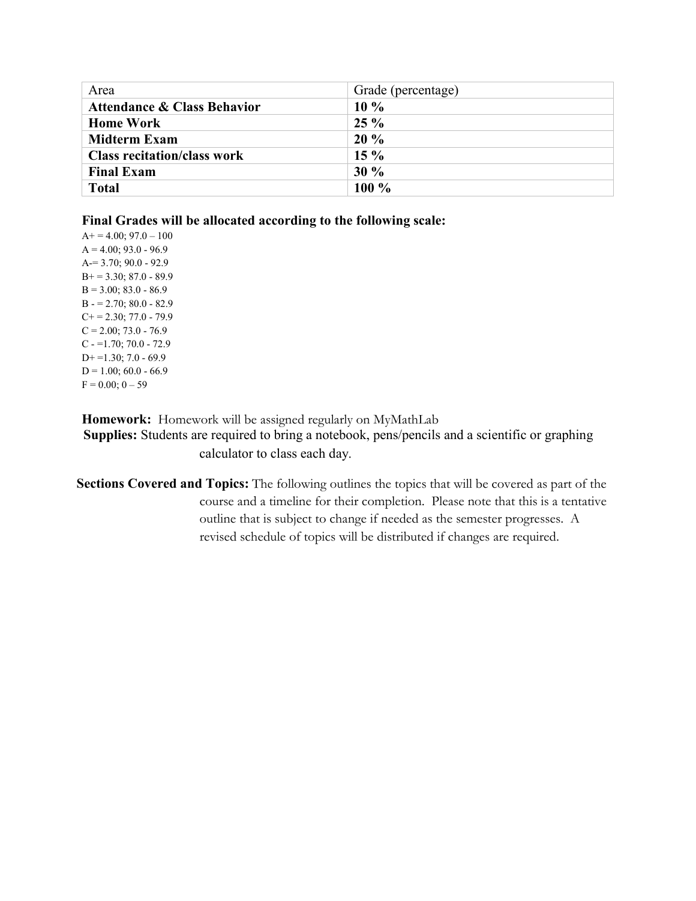| Area | Grade (percentage) |
|---|---|
| **Attendance & Class Behavior** | **10 %** |
| **Home Work** | **25 %** |
| **Midterm Exam** | **20 %** |
| **Class recitation/class work** | **15 %** |
| **Final Exam** | **30 %** |
| **Total** | **100 %** |

**Final Grades will be allocated according to the following scale:**

A+ = 4.00; 97.0 – 100
A = 4.00; 93.0 - 96.9
A-= 3.70; 90.0 - 92.9
B+ = 3.30; 87.0 - 89.9
B = 3.00; 83.0 - 86.9
B - = 2.70; 80.0 - 82.9
C+ = 2.30; 77.0 - 79.9
C = 2.00; 73.0 - 76.9
C - =1.70; 70.0 - 72.9
D+ =1.30; 7.0 - 69.9
D = 1.00; 60.0 - 66.9
F = 0.00; 0 – 59

**Homework:** Homework will be assigned regularly on MyMathLab

**Supplies:** Students are required to bring a notebook, pens/pencils and a scientific or graphing calculator to class each day.

**Sections Covered and Topics:** The following outlines the topics that will be covered as part of the course and a timeline for their completion. Please note that this is a tentative outline that is subject to change if needed as the semester progresses. A revised schedule of topics will be distributed if changes are required.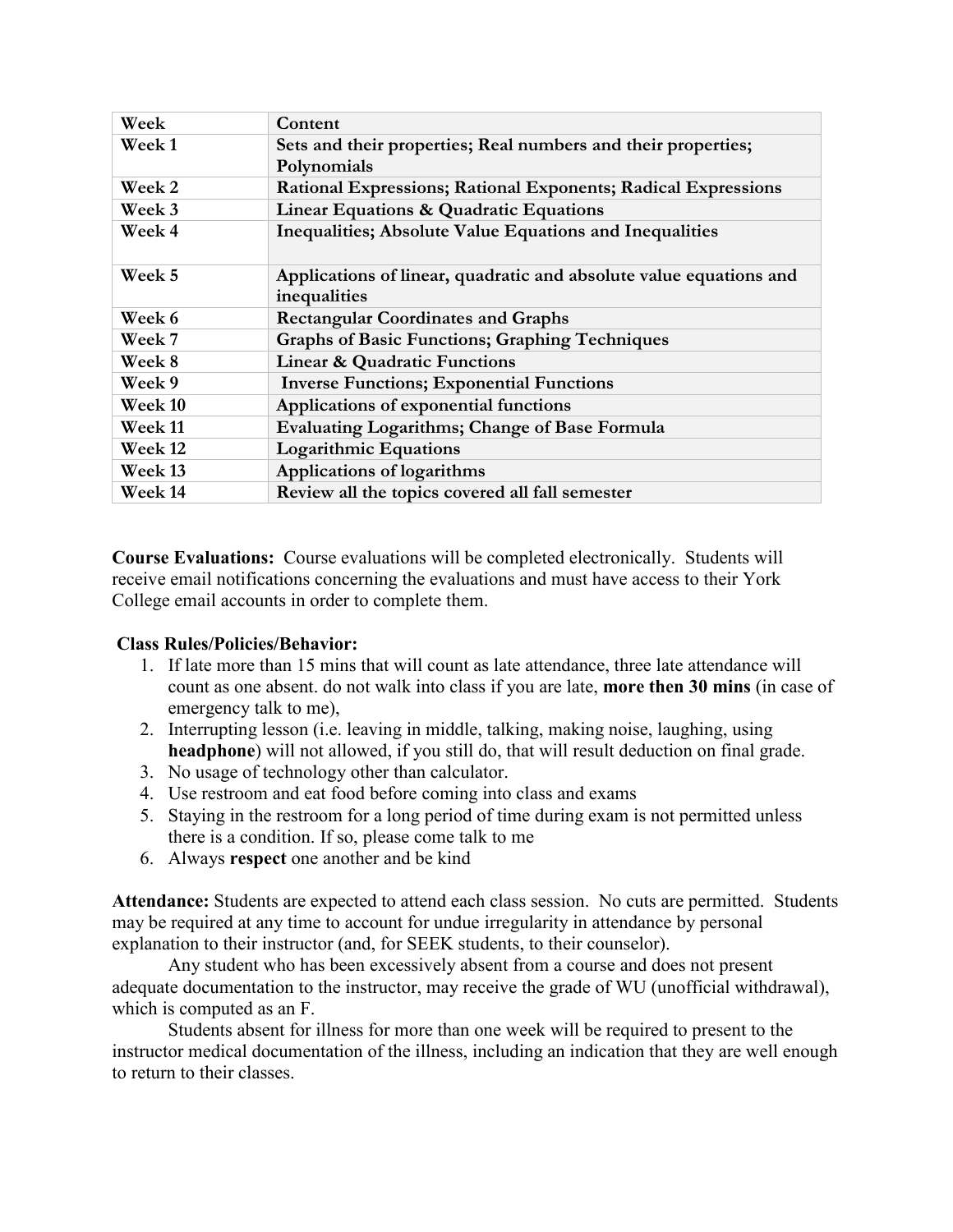| Week | Content |
| --- | --- |
| Week 1 | **Sets and their properties; Real numbers and their properties; Polynomials** |
| Week 2 | **Rational Expressions; Rational Exponents; Radical Expressions** |
| Week 3 | **Linear Equations & Quadratic Equations** |
| Week 4 | **Inequalities; Absolute Value Equations and Inequalities** |
| Week 5 | **Applications of linear, quadratic and absolute value equations and inequalities** |
| Week 6 | **Rectangular Coordinates and Graphs** |
| Week 7 | **Graphs of Basic Functions; Graphing Techniques** |
| Week 8 | **Linear & Quadratic Functions** |
| Week 9 | **Inverse Functions; Exponential Functions** |
| Week 10 | **Applications of exponential functions** |
| Week 11 | **Evaluating Logarithms; Change of Base Formula** |
| Week 12 | **Logarithmic Equations** |
| Week 13 | **Applications of logarithms** |
| Week 14 | **Review all the topics covered all fall semester** |

**Course Evaluations:** Course evaluations will be completed electronically. Students will receive email notifications concerning the evaluations and must have access to their York College email accounts in order to complete them.

**Class Rules/Policies/Behavior:**

1. If late more than 15 mins that will count as late attendance, three late attendance will count as one absent. do not walk into class if you are late, **more then 30 mins** (in case of emergency talk to me),
2. Interrupting lesson (i.e. leaving in middle, talking, making noise, laughing, using **headphone**) will not allowed, if you still do, that will result deduction on final grade.
3. No usage of technology other than calculator.
4. Use restroom and eat food before coming into class and exams
5. Staying in the restroom for a long period of time during exam is not permitted unless there is a condition. If so, please come talk to me
6. Always **respect** one another and be kind

**Attendance:** Students are expected to attend each class session. No cuts are permitted. Students may be required at any time to account for undue irregularity in attendance by personal explanation to their instructor (and, for SEEK students, to their counselor).

Any student who has been excessively absent from a course and does not present adequate documentation to the instructor, may receive the grade of WU (unofficial withdrawal), which is computed as an F.

Students absent for illness for more than one week will be required to present to the instructor medical documentation of the illness, including an indication that they are well enough to return to their classes.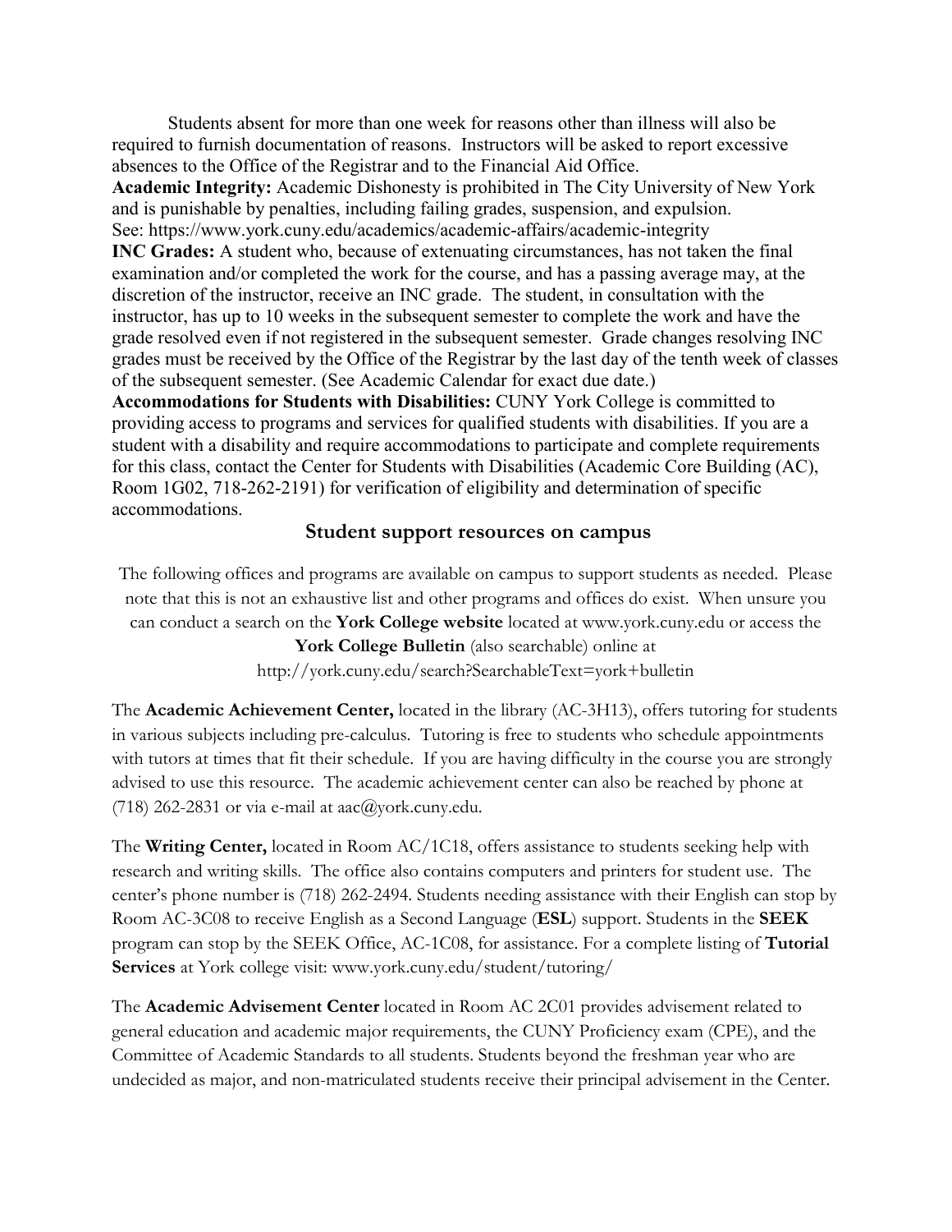Students absent for more than one week for reasons other than illness will also be required to furnish documentation of reasons. Instructors will be asked to report excessive absences to the Office of the Registrar and to the Financial Aid Office.

**Academic Integrity:** Academic Dishonesty is prohibited in The City University of New York and is punishable by penalties, including failing grades, suspension, and expulsion. See: https://www.york.cuny.edu/academics/academic-affairs/academic-integrity

**INC Grades:** A student who, because of extenuating circumstances, has not taken the final examination and/or completed the work for the course, and has a passing average may, at the discretion of the instructor, receive an INC grade. The student, in consultation with the instructor, has up to 10 weeks in the subsequent semester to complete the work and have the grade resolved even if not registered in the subsequent semester. Grade changes resolving INC grades must be received by the Office of the Registrar by the last day of the tenth week of classes of the subsequent semester. (See Academic Calendar for exact due date.)

**Accommodations for Students with Disabilities:** CUNY York College is committed to providing access to programs and services for qualified students with disabilities. If you are a student with a disability and require accommodations to participate and complete requirements for this class, contact the Center for Students with Disabilities (Academic Core Building (AC), Room 1G02, 718-262-2191) for verification of eligibility and determination of specific accommodations.

## Student support resources on campus

The following offices and programs are available on campus to support students as needed. Please note that this is not an exhaustive list and other programs and offices do exist. When unsure you can conduct a search on the **York College website** located at www.york.cuny.edu or access the **York College Bulletin** (also searchable) online at http://york.cuny.edu/search?SearchableText=york+bulletin

The **Academic Achievement Center,** located in the library (AC-3H13), offers tutoring for students in various subjects including pre-calculus. Tutoring is free to students who schedule appointments with tutors at times that fit their schedule. If you are having difficulty in the course you are strongly advised to use this resource. The academic achievement center can also be reached by phone at (718) 262-2831 or via e-mail at aac@york.cuny.edu.

The **Writing Center,** located in Room AC/1C18, offers assistance to students seeking help with research and writing skills. The office also contains computers and printers for student use. The center's phone number is (718) 262-2494. Students needing assistance with their English can stop by Room AC-3C08 to receive English as a Second Language (**ESL**) support. Students in the **SEEK** program can stop by the SEEK Office, AC-1C08, for assistance. For a complete listing of **Tutorial Services** at York college visit: www.york.cuny.edu/student/tutoring/

The **Academic Advisement Center** located in Room AC 2C01 provides advisement related to general education and academic major requirements, the CUNY Proficiency exam (CPE), and the Committee of Academic Standards to all students. Students beyond the freshman year who are undecided as major, and non-matriculated students receive their principal advisement in the Center.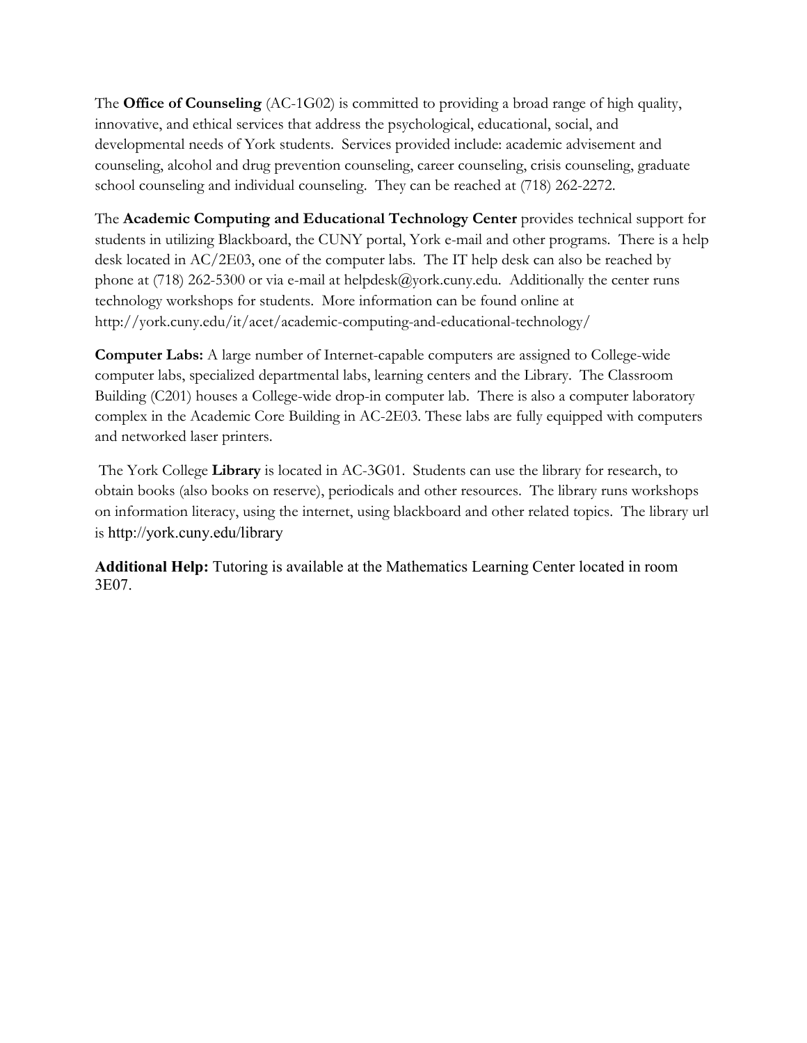The **Office of Counseling** (AC-1G02) is committed to providing a broad range of high quality, innovative, and ethical services that address the psychological, educational, social, and developmental needs of York students. Services provided include: academic advisement and counseling, alcohol and drug prevention counseling, career counseling, crisis counseling, graduate school counseling and individual counseling. They can be reached at (718) 262-2272.

The **Academic Computing and Educational Technology Center** provides technical support for students in utilizing Blackboard, the CUNY portal, York e-mail and other programs. There is a help desk located in AC/2E03, one of the computer labs. The IT help desk can also be reached by phone at (718) 262-5300 or via e-mail at helpdesk@york.cuny.edu. Additionally the center runs technology workshops for students. More information can be found online at http://york.cuny.edu/it/acet/academic-computing-and-educational-technology/

**Computer Labs:** A large number of Internet-capable computers are assigned to College-wide computer labs, specialized departmental labs, learning centers and the Library. The Classroom Building (C201) houses a College-wide drop-in computer lab. There is also a computer laboratory complex in the Academic Core Building in AC-2E03. These labs are fully equipped with computers and networked laser printers.

The York College **Library** is located in AC-3G01. Students can use the library for research, to obtain books (also books on reserve), periodicals and other resources. The library runs workshops on information literacy, using the internet, using blackboard and other related topics. The library url is http://york.cuny.edu/library

**Additional Help:** Tutoring is available at the Mathematics Learning Center located in room 3E07.